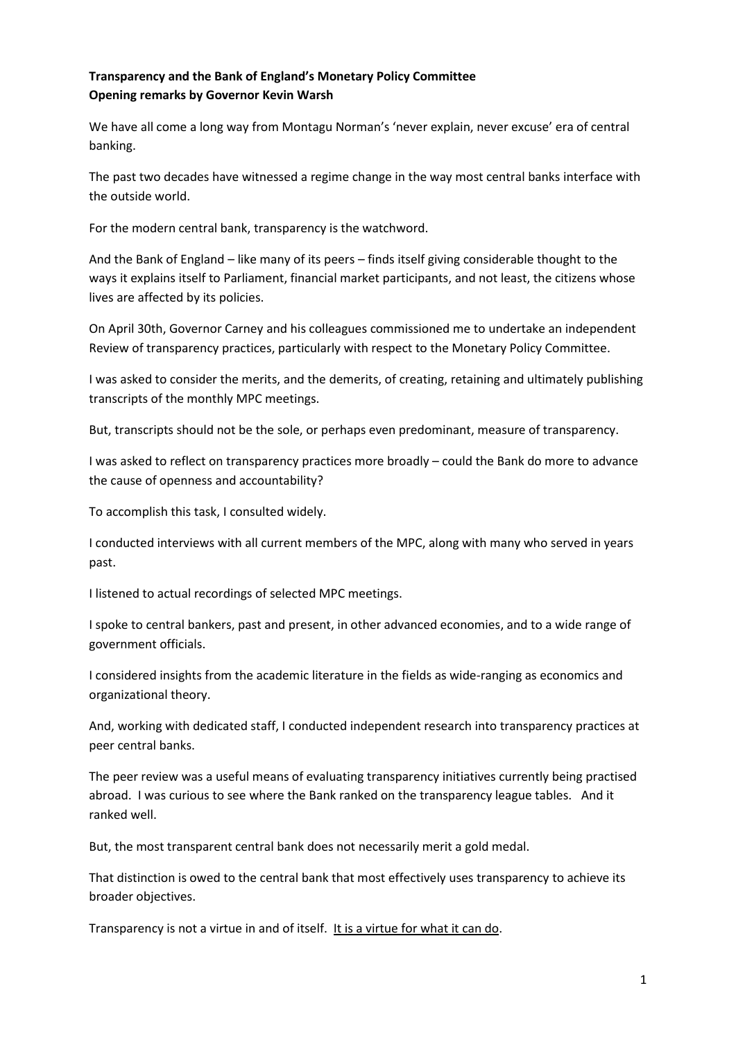**Transparency and the Bank of England's Monetary Policy Committee**
**Opening remarks by Governor Kevin Warsh**

We have all come a long way from Montagu Norman's 'never explain, never excuse' era of central banking.

The past two decades have witnessed a regime change in the way most central banks interface with the outside world.

For the modern central bank, transparency is the watchword.

And the Bank of England – like many of its peers – finds itself giving considerable thought to the ways it explains itself to Parliament, financial market participants, and not least, the citizens whose lives are affected by its policies.

On April 30th, Governor Carney and his colleagues commissioned me to undertake an independent Review of transparency practices, particularly with respect to the Monetary Policy Committee.

I was asked to consider the merits, and the demerits, of creating, retaining and ultimately publishing transcripts of the monthly MPC meetings.

But, transcripts should not be the sole, or perhaps even predominant, measure of transparency.

I was asked to reflect on transparency practices more broadly – could the Bank do more to advance the cause of openness and accountability?

To accomplish this task, I consulted widely.

I conducted interviews with all current members of the MPC, along with many who served in years past.

I listened to actual recordings of selected MPC meetings.

I spoke to central bankers, past and present, in other advanced economies, and to a wide range of government officials.

I considered insights from the academic literature in the fields as wide-ranging as economics and organizational theory.

And, working with dedicated staff, I conducted independent research into transparency practices at peer central banks.

The peer review was a useful means of evaluating transparency initiatives currently being practised abroad. I was curious to see where the Bank ranked on the transparency league tables. And it ranked well.

But, the most transparent central bank does not necessarily merit a gold medal.

That distinction is owed to the central bank that most effectively uses transparency to achieve its broader objectives.

Transparency is not a virtue in and of itself. <u>It is a virtue for what it can do</u>.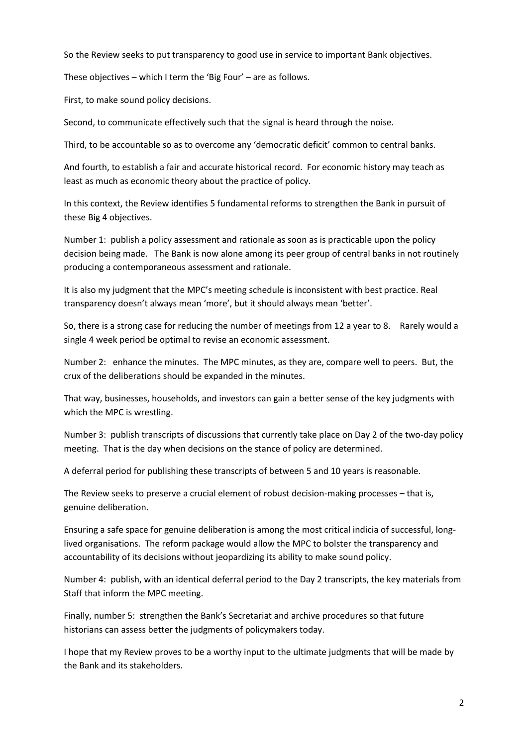So the Review seeks to put transparency to good use in service to important Bank objectives.

These objectives – which I term the 'Big Four' – are as follows.

First, to make sound policy decisions.

Second, to communicate effectively such that the signal is heard through the noise.

Third, to be accountable so as to overcome any 'democratic deficit' common to central banks.

And fourth, to establish a fair and accurate historical record. For economic history may teach as least as much as economic theory about the practice of policy.

In this context, the Review identifies 5 fundamental reforms to strengthen the Bank in pursuit of these Big 4 objectives.

Number 1: publish a policy assessment and rationale as soon as is practicable upon the policy decision being made. The Bank is now alone among its peer group of central banks in not routinely producing a contemporaneous assessment and rationale.

It is also my judgment that the MPC's meeting schedule is inconsistent with best practice. Real transparency doesn't always mean 'more', but it should always mean 'better'.

So, there is a strong case for reducing the number of meetings from 12 a year to 8. Rarely would a single 4 week period be optimal to revise an economic assessment.

Number 2: enhance the minutes. The MPC minutes, as they are, compare well to peers. But, the crux of the deliberations should be expanded in the minutes.

That way, businesses, households, and investors can gain a better sense of the key judgments with which the MPC is wrestling.

Number 3: publish transcripts of discussions that currently take place on Day 2 of the two-day policy meeting. That is the day when decisions on the stance of policy are determined.

A deferral period for publishing these transcripts of between 5 and 10 years is reasonable.

The Review seeks to preserve a crucial element of robust decision-making processes – that is, genuine deliberation.

Ensuring a safe space for genuine deliberation is among the most critical indicia of successful, long-lived organisations. The reform package would allow the MPC to bolster the transparency and accountability of its decisions without jeopardizing its ability to make sound policy.

Number 4: publish, with an identical deferral period to the Day 2 transcripts, the key materials from Staff that inform the MPC meeting.

Finally, number 5: strengthen the Bank's Secretariat and archive procedures so that future historians can assess better the judgments of policymakers today.

I hope that my Review proves to be a worthy input to the ultimate judgments that will be made by the Bank and its stakeholders.